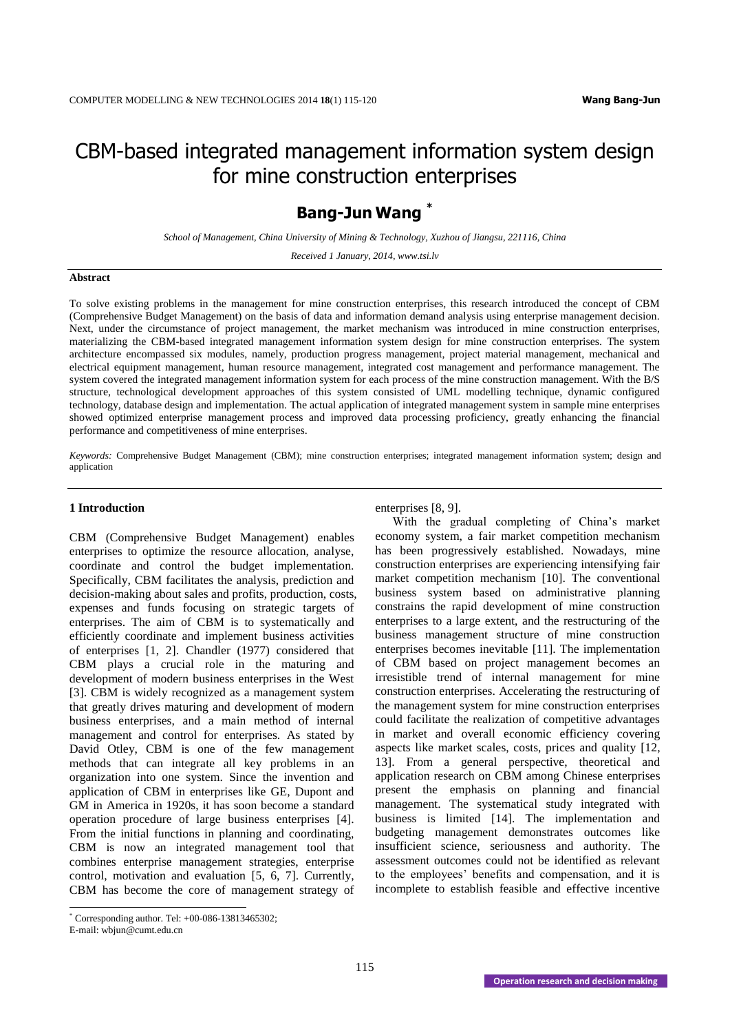# CBM-based integrated management information system design for mine construction enterprises

## Bang-Jun Wang [*]

*School of Management, China University of Mining & Technology, Xuzhou of Jiangsu, 221116, China*

*Received 1 January, 2014, www.tsi.lv*

**Abstract**

To solve existing problems in the management for mine construction enterprises, this research introduced the concept of CBM (Comprehensive Budget Management) on the basis of data and information demand analysis using enterprise management decision. Next, under the circumstance of project management, the market mechanism was introduced in mine construction enterprises, materializing the CBM-based integrated management information system design for mine construction enterprises. The system architecture encompassed six modules, namely, production progress management, project material management, mechanical and electrical equipment management, human resource management, integrated cost management and performance management. The system covered the integrated management information system for each process of the mine construction management. With the B/S structure, technological development approaches of this system consisted of UML modelling technique, dynamic configured technology, database design and implementation. The actual application of integrated management system in sample mine enterprises showed optimized enterprise management process and improved data processing proficiency, greatly enhancing the financial performance and competitiveness of mine enterprises.

*Keywords:* Comprehensive Budget Management (CBM); mine construction enterprises; integrated management information system; design and application

### 1 Introduction

CBM (Comprehensive Budget Management) enables enterprises to optimize the resource allocation, analyse, coordinate and control the budget implementation. Specifically, CBM facilitates the analysis, prediction and decision-making about sales and profits, production, costs, expenses and funds focusing on strategic targets of enterprises. The aim of CBM is to systematically and efficiently coordinate and implement business activities of enterprises [1, 2]. Chandler (1977) considered that CBM plays a crucial role in the maturing and development of modern business enterprises in the West [3]. CBM is widely recognized as a management system that greatly drives maturing and development of modern business enterprises, and a main method of internal management and control for enterprises. As stated by David Otley, CBM is one of the few management methods that can integrate all key problems in an organization into one system. Since the invention and application of CBM in enterprises like GE, Dupont and GM in America in 1920s, it has soon become a standard operation procedure of large business enterprises [4]. From the initial functions in planning and coordinating, CBM is now an integrated management tool that combines enterprise management strategies, enterprise control, motivation and evaluation [5, 6, 7]. Currently, CBM has become the core of management strategy of enterprises [8, 9].

With the gradual completing of China's market economy system, a fair market competition mechanism has been progressively established. Nowadays, mine construction enterprises are experiencing intensifying fair market competition mechanism [10]. The conventional business system based on administrative planning constrains the rapid development of mine construction enterprises to a large extent, and the restructuring of the business management structure of mine construction enterprises becomes inevitable [11]. The implementation of CBM based on project management becomes an irresistible trend of internal management for mine construction enterprises. Accelerating the restructuring of the management system for mine construction enterprises could facilitate the realization of competitive advantages in market and overall economic efficiency covering aspects like market scales, costs, prices and quality [12, 13]. From a general perspective, theoretical and application research on CBM among Chinese enterprises present the emphasis on planning and financial management. The systematical study integrated with business is limited [14]. The implementation and budgeting management demonstrates outcomes like insufficient science, seriousness and authority. The assessment outcomes could not be identified as relevant to the employees' benefits and compensation, and it is incomplete to establish feasible and effective incentive

---

[*] Corresponding author. Tel: +00-086-13813465302;
E-mail: wbjun@cumt.edu.cn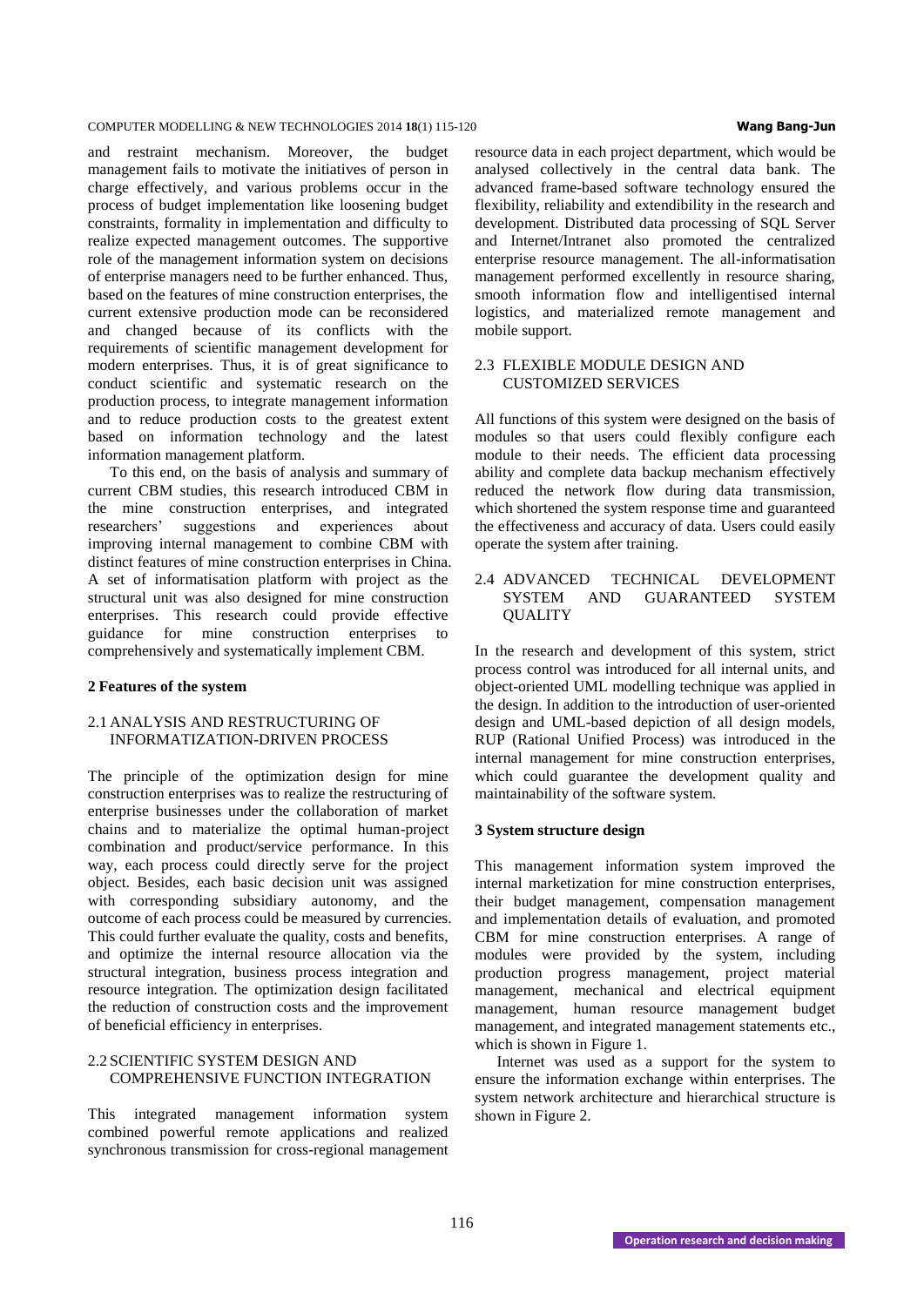and restraint mechanism. Moreover, the budget management fails to motivate the initiatives of person in charge effectively, and various problems occur in the process of budget implementation like loosening budget constraints, formality in implementation and difficulty to realize expected management outcomes. The supportive role of the management information system on decisions of enterprise managers need to be further enhanced. Thus, based on the features of mine construction enterprises, the current extensive production mode can be reconsidered and changed because of its conflicts with the requirements of scientific management development for modern enterprises. Thus, it is of great significance to conduct scientific and systematic research on the production process, to integrate management information and to reduce production costs to the greatest extent based on information technology and the latest information management platform.

To this end, on the basis of analysis and summary of current CBM studies, this research introduced CBM in the mine construction enterprises, and integrated researchers' suggestions and experiences about improving internal management to combine CBM with distinct features of mine construction enterprises in China. A set of informatisation platform with project as the structural unit was also designed for mine construction enterprises. This research could provide effective guidance for mine construction enterprises to comprehensively and systematically implement CBM.

## 2 Features of the system

### 2.1 ANALYSIS AND RESTRUCTURING OF INFORMATIZATION-DRIVEN PROCESS

The principle of the optimization design for mine construction enterprises was to realize the restructuring of enterprise businesses under the collaboration of market chains and to materialize the optimal human-project combination and product/service performance. In this way, each process could directly serve for the project object. Besides, each basic decision unit was assigned with corresponding subsidiary autonomy, and the outcome of each process could be measured by currencies. This could further evaluate the quality, costs and benefits, and optimize the internal resource allocation via the structural integration, business process integration and resource integration. The optimization design facilitated the reduction of construction costs and the improvement of beneficial efficiency in enterprises.

### 2.2 SCIENTIFIC SYSTEM DESIGN AND COMPREHENSIVE FUNCTION INTEGRATION

This integrated management information system combined powerful remote applications and realized synchronous transmission for cross-regional management resource data in each project department, which would be analysed collectively in the central data bank. The advanced frame-based software technology ensured the flexibility, reliability and extendibility in the research and development. Distributed data processing of SQL Server and Internet/Intranet also promoted the centralized enterprise resource management. The all-informatisation management performed excellently in resource sharing, smooth information flow and intelligentised internal logistics, and materialized remote management and mobile support.

### 2.3 FLEXIBLE MODULE DESIGN AND CUSTOMIZED SERVICES

All functions of this system were designed on the basis of modules so that users could flexibly configure each module to their needs. The efficient data processing ability and complete data backup mechanism effectively reduced the network flow during data transmission, which shortened the system response time and guaranteed the effectiveness and accuracy of data. Users could easily operate the system after training.

### 2.4 ADVANCED TECHNICAL DEVELOPMENT SYSTEM AND GUARANTEED SYSTEM QUALITY

In the research and development of this system, strict process control was introduced for all internal units, and object-oriented UML modelling technique was applied in the design. In addition to the introduction of user-oriented design and UML-based depiction of all design models, RUP (Rational Unified Process) was introduced in the internal management for mine construction enterprises, which could guarantee the development quality and maintainability of the software system.

## 3 System structure design

This management information system improved the internal marketization for mine construction enterprises, their budget management, compensation management and implementation details of evaluation, and promoted CBM for mine construction enterprises. A range of modules were provided by the system, including production progress management, project material management, mechanical and electrical equipment management, human resource management budget management, and integrated management statements etc., which is shown in Figure 1.

Internet was used as a support for the system to ensure the information exchange within enterprises. The system network architecture and hierarchical structure is shown in Figure 2.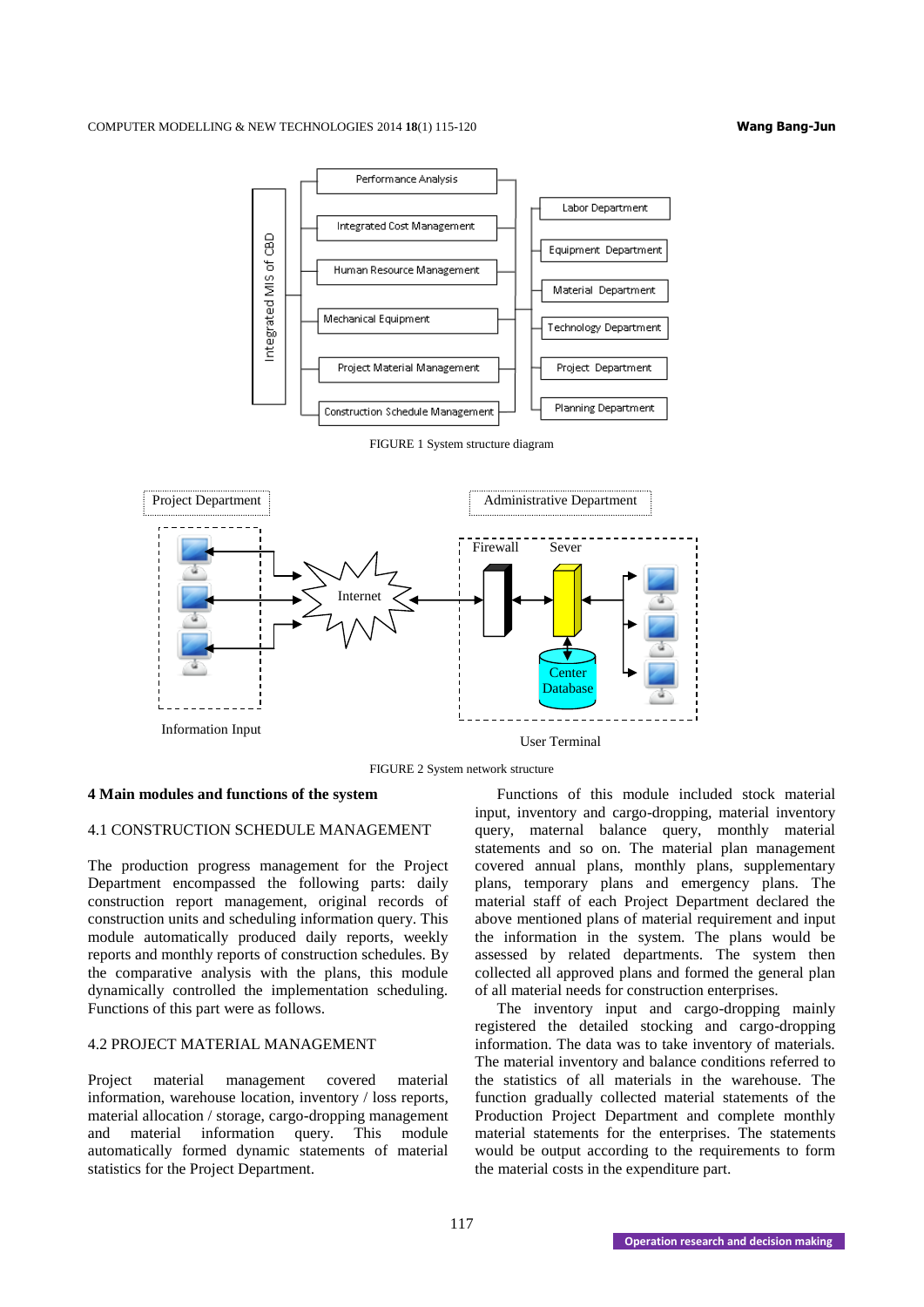FIGURE 1 System structure diagram

FIGURE 2 System network structure

## 4 Main modules and functions of the system

### 4.1 CONSTRUCTION SCHEDULE MANAGEMENT

The production progress management for the Project Department encompassed the following parts: daily construction report management, original records of construction units and scheduling information query. This module automatically produced daily reports, weekly reports and monthly reports of construction schedules. By the comparative analysis with the plans, this module dynamically controlled the implementation scheduling. Functions of this part were as follows.

### 4.2 PROJECT MATERIAL MANAGEMENT

Project material management covered material information, warehouse location, inventory / loss reports, material allocation / storage, cargo-dropping management and material information query. This module automatically formed dynamic statements of material statistics for the Project Department.

Functions of this module included stock material input, inventory and cargo-dropping, material inventory query, maternal balance query, monthly material statements and so on. The material plan management covered annual plans, monthly plans, supplementary plans, temporary plans and emergency plans. The material staff of each Project Department declared the above mentioned plans of material requirement and input the information in the system. The plans would be assessed by related departments. The system then collected all approved plans and formed the general plan of all material needs for construction enterprises.

The inventory input and cargo-dropping mainly registered the detailed stocking and cargo-dropping information. The data was to take inventory of materials. The material inventory and balance conditions referred to the statistics of all materials in the warehouse. The function gradually collected material statements of the Production Project Department and complete monthly material statements for the enterprises. The statements would be output according to the requirements to form the material costs in the expenditure part.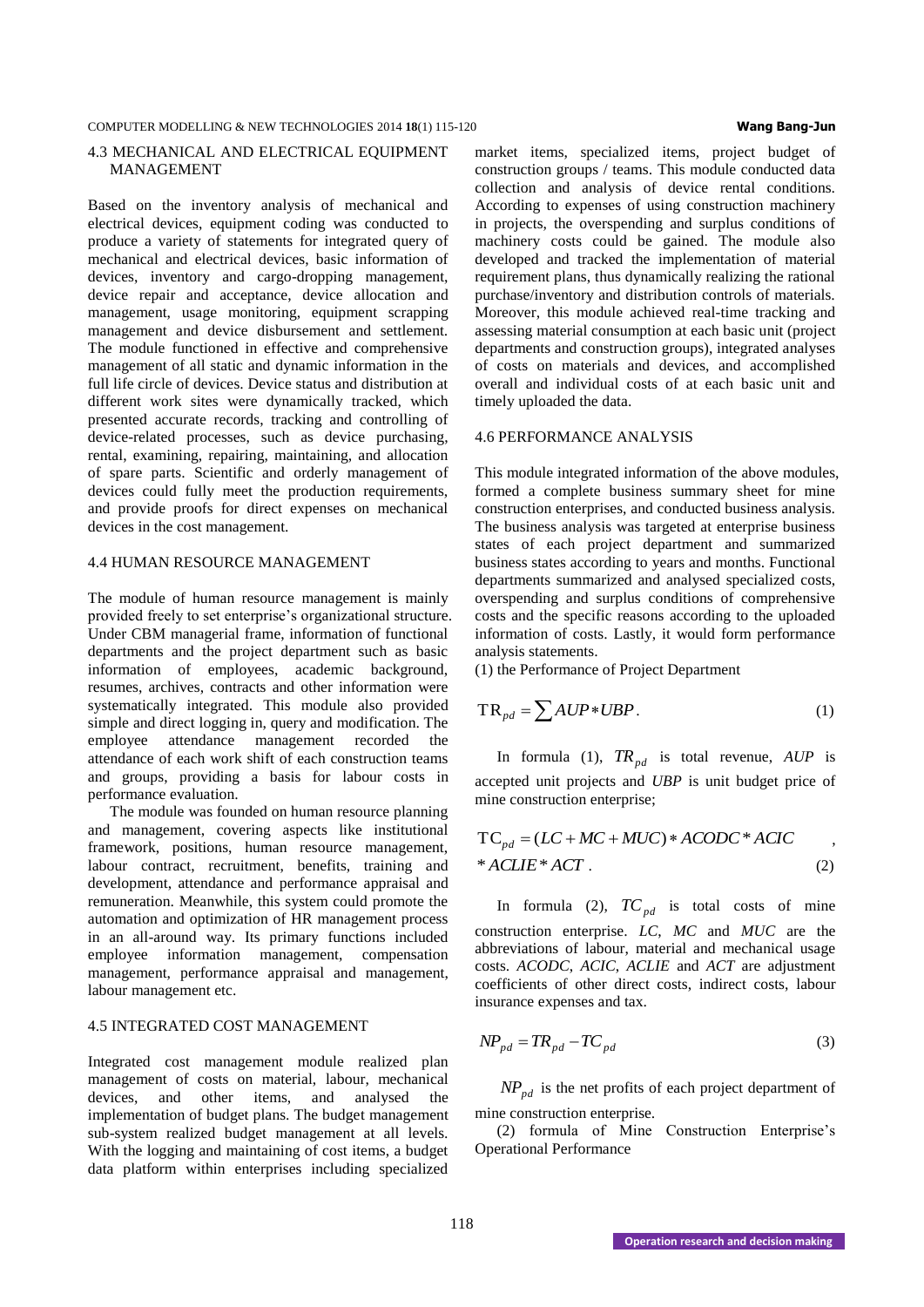### 4.3 MECHANICAL AND ELECTRICAL EQUIPMENT MANAGEMENT

Based on the inventory analysis of mechanical and electrical devices, equipment coding was conducted to produce a variety of statements for integrated query of mechanical and electrical devices, basic information of devices, inventory and cargo-dropping management, device repair and acceptance, device allocation and management, usage monitoring, equipment scrapping management and device disbursement and settlement. The module functioned in effective and comprehensive management of all static and dynamic information in the full life circle of devices. Device status and distribution at different work sites were dynamically tracked, which presented accurate records, tracking and controlling of device-related processes, such as device purchasing, rental, examining, repairing, maintaining, and allocation of spare parts. Scientific and orderly management of devices could fully meet the production requirements, and provide proofs for direct expenses on mechanical devices in the cost management.

### 4.4 HUMAN RESOURCE MANAGEMENT

The module of human resource management is mainly provided freely to set enterprise's organizational structure. Under CBM managerial frame, information of functional departments and the project department such as basic information of employees, academic background, resumes, archives, contracts and other information were systematically integrated. This module also provided simple and direct logging in, query and modification. The employee attendance management recorded the attendance of each work shift of each construction teams and groups, providing a basis for labour costs in performance evaluation.

The module was founded on human resource planning and management, covering aspects like institutional framework, positions, human resource management, labour contract, recruitment, benefits, training and development, attendance and performance appraisal and remuneration. Meanwhile, this system could promote the automation and optimization of HR management process in an all-around way. Its primary functions included employee information management, compensation management, performance appraisal and management, labour management etc.

### 4.5 INTEGRATED COST MANAGEMENT

Integrated cost management module realized plan management of costs on material, labour, mechanical devices, and other items, and analysed the implementation of budget plans. The budget management sub-system realized budget management at all levels. With the logging and maintaining of cost items, a budget data platform within enterprises including specialized market items, specialized items, project budget of construction groups / teams. This module conducted data collection and analysis of device rental conditions. According to expenses of using construction machinery in projects, the overspending and surplus conditions of machinery costs could be gained. The module also developed and tracked the implementation of material requirement plans, thus dynamically realizing the rational purchase/inventory and distribution controls of materials. Moreover, this module achieved real-time tracking and assessing material consumption at each basic unit (project departments and construction groups), integrated analyses of costs on materials and devices, and accomplished overall and individual costs of at each basic unit and timely uploaded the data.

### 4.6 PERFORMANCE ANALYSIS

This module integrated information of the above modules, formed a complete business summary sheet for mine construction enterprises, and conducted business analysis. The business analysis was targeted at enterprise business states of each project department and summarized business states according to years and months. Functional departments summarized and analysed specialized costs, overspending and surplus conditions of comprehensive costs and the specific reasons according to the uploaded information of costs. Lastly, it would form performance analysis statements.

(1) the Performance of Project Department

$$\mathrm{TR}_{pd} = \sum AUP * UBP. \tag{1}$$

In formula (1), $TR_{pd}$ is total revenue, *AUP* is accepted unit projects and *UBP* is unit budget price of mine construction enterprise;

$$\mathrm{TC}_{pd} = (LC + MC + MUC) * ACODC * ACIC * ACLIE * ACT. \tag{2}$$

In formula (2), $TC_{pd}$ is total costs of mine construction enterprise. *LC*, *MC* and *MUC* are the abbreviations of labour, material and mechanical usage costs. *ACODC*, *ACIC*, *ACLIE* and *ACT* are adjustment coefficients of other direct costs, indirect costs, labour insurance expenses and tax.

$$NP_{pd} = TR_{pd} - TC_{pd} \tag{3}$$

$NP_{pd}$ is the net profits of each project department of mine construction enterprise.

(2) formula of Mine Construction Enterprise's Operational Performance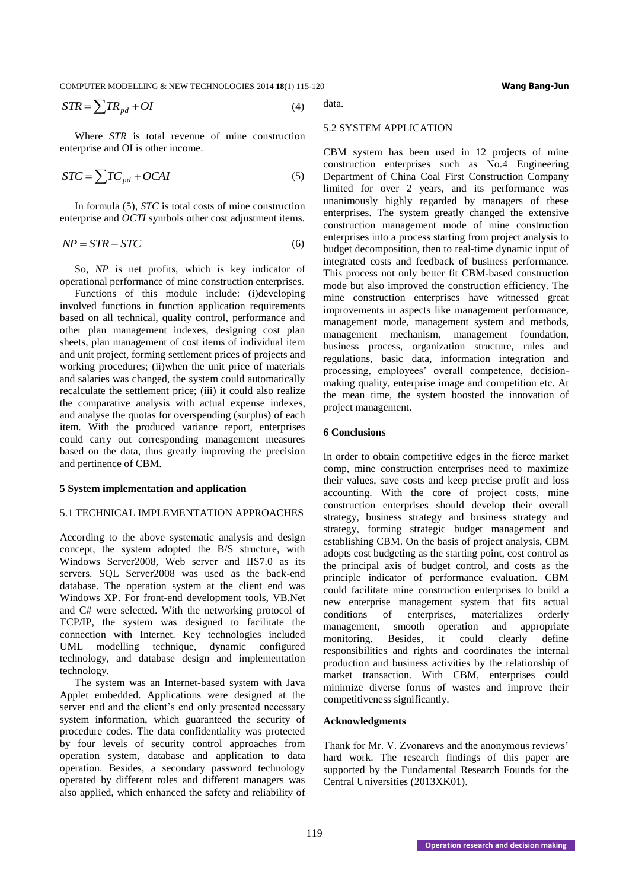$$STR = \sum TR_{pd} + OI \quad (4)$$

Where *STR* is total revenue of mine construction enterprise and OI is other income.

$$STC = \sum TC_{pd} + OCAI \quad (5)$$

In formula (5), *STC* is total costs of mine construction enterprise and *OCTI* symbols other cost adjustment items.

$$NP = STR - STC \quad (6)$$

So, *NP* is net profits, which is key indicator of operational performance of mine construction enterprises.

Functions of this module include: (i)developing involved functions in function application requirements based on all technical, quality control, performance and other plan management indexes, designing cost plan sheets, plan management of cost items of individual item and unit project, forming settlement prices of projects and working procedures; (ii)when the unit price of materials and salaries was changed, the system could automatically recalculate the settlement price; (iii) it could also realize the comparative analysis with actual expense indexes, and analyse the quotas for overspending (surplus) of each item. With the produced variance report, enterprises could carry out corresponding management measures based on the data, thus greatly improving the precision and pertinence of CBM.

## 5 System implementation and application

### 5.1 TECHNICAL IMPLEMENTATION APPROACHES

According to the above systematic analysis and design concept, the system adopted the B/S structure, with Windows Server2008, Web server and IIS7.0 as its servers. SQL Server2008 was used as the back-end database. The operation system at the client end was Windows XP. For front-end development tools, VB.Net and C# were selected. With the networking protocol of TCP/IP, the system was designed to facilitate the connection with Internet. Key technologies included UML modelling technique, dynamic configured technology, and database design and implementation technology.

The system was an Internet-based system with Java Applet embedded. Applications were designed at the server end and the client's end only presented necessary system information, which guaranteed the security of procedure codes. The data confidentiality was protected by four levels of security control approaches from operation system, database and application to data operation. Besides, a secondary password technology operated by different roles and different managers was also applied, which enhanced the safety and reliability of data.

### 5.2 SYSTEM APPLICATION

CBM system has been used in 12 projects of mine construction enterprises such as No.4 Engineering Department of China Coal First Construction Company limited for over 2 years, and its performance was unanimously highly regarded by managers of these enterprises. The system greatly changed the extensive construction management mode of mine construction enterprises into a process starting from project analysis to budget decomposition, then to real-time dynamic input of integrated costs and feedback of business performance. This process not only better fit CBM-based construction mode but also improved the construction efficiency. The mine construction enterprises have witnessed great improvements in aspects like management performance, management mode, management system and methods, management mechanism, management foundation, business process, organization structure, rules and regulations, basic data, information integration and processing, employees' overall competence, decision-making quality, enterprise image and competition etc. At the mean time, the system boosted the innovation of project management.

## 6 Conclusions

In order to obtain competitive edges in the fierce market comp, mine construction enterprises need to maximize their values, save costs and keep precise profit and loss accounting. With the core of project costs, mine construction enterprises should develop their overall strategy, business strategy and business strategy and strategy, forming strategic budget management and establishing CBM. On the basis of project analysis, CBM adopts cost budgeting as the starting point, cost control as the principal axis of budget control, and costs as the principle indicator of performance evaluation. CBM could facilitate mine construction enterprises to build a new enterprise management system that fits actual conditions of enterprises, materializes orderly management, smooth operation and appropriate monitoring. Besides, it could clearly define responsibilities and rights and coordinates the internal production and business activities by the relationship of market transaction. With CBM, enterprises could minimize diverse forms of wastes and improve their competitiveness significantly.

## Acknowledgments

Thank for Mr. V. Zvonarevs and the anonymous reviews' hard work. The research findings of this paper are supported by the Fundamental Research Founds for the Central Universities (2013XK01).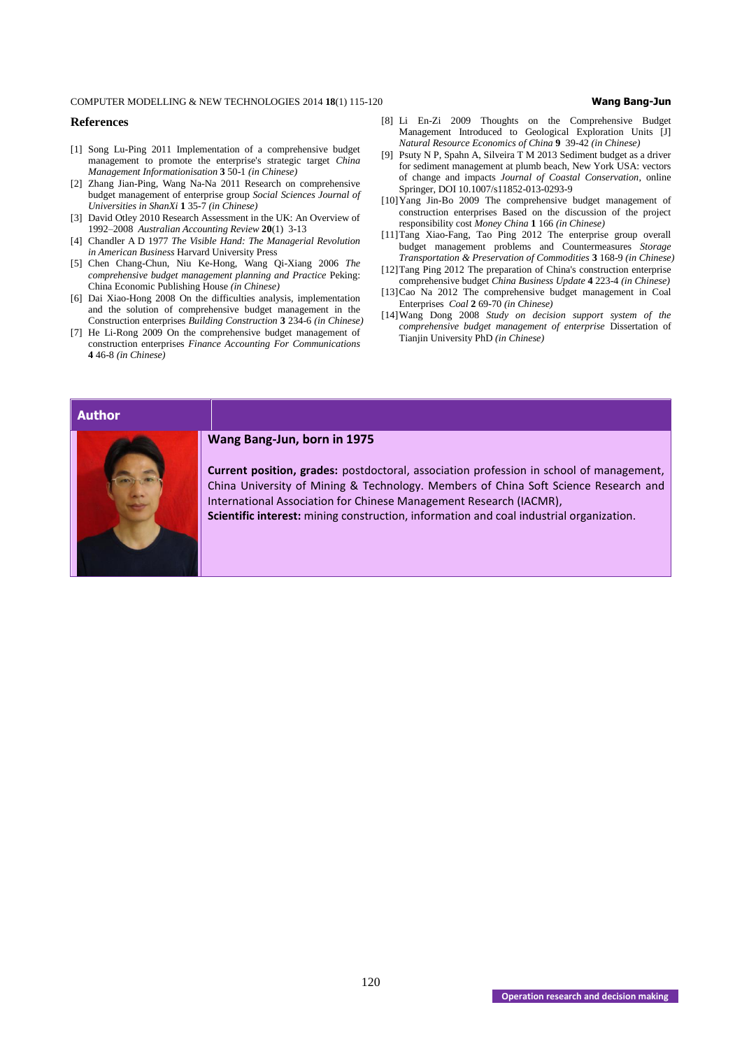## References

[1] Song Lu-Ping 2011 Implementation of a comprehensive budget management to promote the enterprise's strategic target *China Management Informationisation* **3** 50-1 *(in Chinese)*

[2] Zhang Jian-Ping, Wang Na-Na 2011 Research on comprehensive budget management of enterprise group *Social Sciences Journal of Universities in ShanXi* **1** 35-7 *(in Chinese)*

[3] David Otley 2010 Research Assessment in the UK: An Overview of 1992–2008 *Australian Accounting Review* **20**(1) 3-13

[4] Chandler A D 1977 *The Visible Hand: The Managerial Revolution in American Business* Harvard University Press

[5] Chen Chang-Chun, Niu Ke-Hong, Wang Qi-Xiang 2006 *The comprehensive budget management planning and Practice* Peking: China Economic Publishing House *(in Chinese)*

[6] Dai Xiao-Hong 2008 On the difficulties analysis, implementation and the solution of comprehensive budget management in the Construction enterprises *Building Construction* **3** 234-6 *(in Chinese)*

[7] He Li-Rong 2009 On the comprehensive budget management of construction enterprises *Finance Accounting For Communications* **4** 46-8 *(in Chinese)*

[8] Li En-Zi 2009 Thoughts on the Comprehensive Budget Management Introduced to Geological Exploration Units [J] *Natural Resource Economics of China* **9** 39-42 *(in Chinese)*

[9] Psuty N P, Spahn A, Silveira T M 2013 Sediment budget as a driver for sediment management at plumb beach, New York USA: vectors of change and impacts *Journal of Coastal Conservation*, online Springer, DOI 10.1007/s11852-013-0293-9

[10] Yang Jin-Bo 2009 The comprehensive budget management of construction enterprises Based on the discussion of the project responsibility cost *Money China* **1** 166 *(in Chinese)*

[11] Tang Xiao-Fang, Tao Ping 2012 The enterprise group overall budget management problems and Countermeasures *Storage Transportation & Preservation of Commodities* **3** 168-9 *(in Chinese)*

[12] Tang Ping 2012 The preparation of China's construction enterprise comprehensive budget *China Business Update* **4** 223-4 *(in Chinese)*

[13] Cao Na 2012 The comprehensive budget management in Coal Enterprises *Coal* **2** 69-70 *(in Chinese)*

[14] Wang Dong 2008 *Study on decision support system of the comprehensive budget management of enterprise* Dissertation of Tianjin University PhD *(in Chinese)*

## Author

**Wang Bang-Jun, born in 1975**

**Current position, grades:** postdoctoral, association profession in school of management, China University of Mining & Technology. Members of China Soft Science Research and International Association for Chinese Management Research (IACMR),

**Scientific interest:** mining construction, information and coal industrial organization.